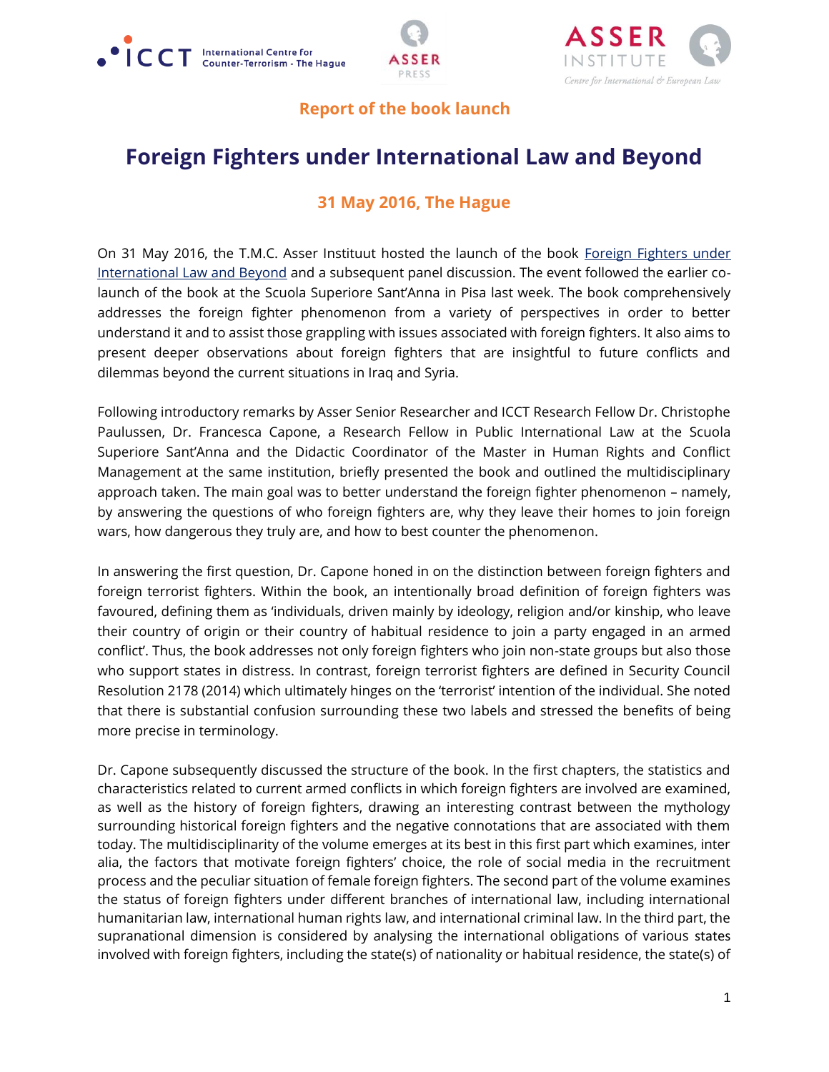Report of the book launch

# Foreign Fighters under International Law and Beyond

## 31 May 2016, The Hague

On 31 May 2016, the T.M.C. Asser Instituut hosted the launch of the book [Foreign Fighters under International Law and Beyond] and a subsequent panel discussion. The event followed the earlier co-launch of the book at the Scuola Superiore Sant'Anna in Pisa last week. The book comprehensively addresses the foreign fighter phenomenon from a variety of perspectives in order to better understand it and to assist those grappling with issues associated with foreign fighters. It also aims to present deeper observations about foreign fighters that are insightful to future conflicts and dilemmas beyond the current situations in Iraq and Syria.

Following introductory remarks by Asser Senior Researcher and ICCT Research Fellow Dr. Christophe Paulussen, Dr. Francesca Capone, a Research Fellow in Public International Law at the Scuola Superiore Sant'Anna and the Didactic Coordinator of the Master in Human Rights and Conflict Management at the same institution, briefly presented the book and outlined the multidisciplinary approach taken. The main goal was to better understand the foreign fighter phenomenon – namely, by answering the questions of who foreign fighters are, why they leave their homes to join foreign wars, how dangerous they truly are, and how to best counter the phenomenon.

In answering the first question, Dr. Capone honed in on the distinction between foreign fighters and foreign terrorist fighters. Within the book, an intentionally broad definition of foreign fighters was favoured, defining them as 'individuals, driven mainly by ideology, religion and/or kinship, who leave their country of origin or their country of habitual residence to join a party engaged in an armed conflict'. Thus, the book addresses not only foreign fighters who join non-state groups but also those who support states in distress. In contrast, foreign terrorist fighters are defined in Security Council Resolution 2178 (2014) which ultimately hinges on the 'terrorist' intention of the individual. She noted that there is substantial confusion surrounding these two labels and stressed the benefits of being more precise in terminology.

Dr. Capone subsequently discussed the structure of the book. In the first chapters, the statistics and characteristics related to current armed conflicts in which foreign fighters are involved are examined, as well as the history of foreign fighters, drawing an interesting contrast between the mythology surrounding historical foreign fighters and the negative connotations that are associated with them today. The multidisciplinarity of the volume emerges at its best in this first part which examines, inter alia, the factors that motivate foreign fighters' choice, the role of social media in the recruitment process and the peculiar situation of female foreign fighters. The second part of the volume examines the status of foreign fighters under different branches of international law, including international humanitarian law, international human rights law, and international criminal law. In the third part, the supranational dimension is considered by analysing the international obligations of various states involved with foreign fighters, including the state(s) of nationality or habitual residence, the state(s) of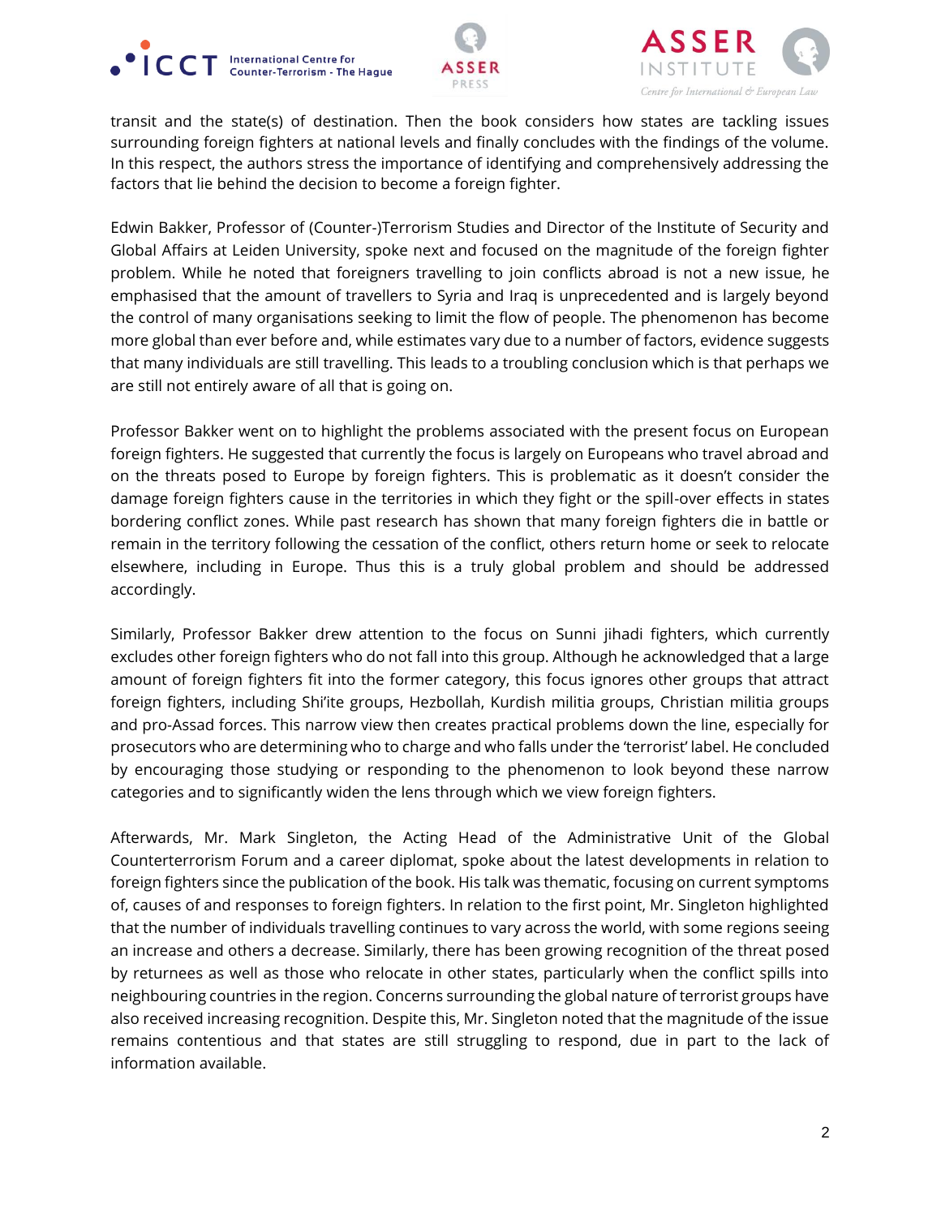transit and the state(s) of destination. Then the book considers how states are tackling issues surrounding foreign fighters at national levels and finally concludes with the findings of the volume. In this respect, the authors stress the importance of identifying and comprehensively addressing the factors that lie behind the decision to become a foreign fighter.

Edwin Bakker, Professor of (Counter-)Terrorism Studies and Director of the Institute of Security and Global Affairs at Leiden University, spoke next and focused on the magnitude of the foreign fighter problem. While he noted that foreigners travelling to join conflicts abroad is not a new issue, he emphasised that the amount of travellers to Syria and Iraq is unprecedented and is largely beyond the control of many organisations seeking to limit the flow of people. The phenomenon has become more global than ever before and, while estimates vary due to a number of factors, evidence suggests that many individuals are still travelling. This leads to a troubling conclusion which is that perhaps we are still not entirely aware of all that is going on.

Professor Bakker went on to highlight the problems associated with the present focus on European foreign fighters. He suggested that currently the focus is largely on Europeans who travel abroad and on the threats posed to Europe by foreign fighters. This is problematic as it doesn't consider the damage foreign fighters cause in the territories in which they fight or the spill-over effects in states bordering conflict zones. While past research has shown that many foreign fighters die in battle or remain in the territory following the cessation of the conflict, others return home or seek to relocate elsewhere, including in Europe. Thus this is a truly global problem and should be addressed accordingly.

Similarly, Professor Bakker drew attention to the focus on Sunni jihadi fighters, which currently excludes other foreign fighters who do not fall into this group. Although he acknowledged that a large amount of foreign fighters fit into the former category, this focus ignores other groups that attract foreign fighters, including Shi'ite groups, Hezbollah, Kurdish militia groups, Christian militia groups and pro-Assad forces. This narrow view then creates practical problems down the line, especially for prosecutors who are determining who to charge and who falls under the 'terrorist' label. He concluded by encouraging those studying or responding to the phenomenon to look beyond these narrow categories and to significantly widen the lens through which we view foreign fighters.

Afterwards, Mr. Mark Singleton, the Acting Head of the Administrative Unit of the Global Counterterrorism Forum and a career diplomat, spoke about the latest developments in relation to foreign fighters since the publication of the book. His talk was thematic, focusing on current symptoms of, causes of and responses to foreign fighters. In relation to the first point, Mr. Singleton highlighted that the number of individuals travelling continues to vary across the world, with some regions seeing an increase and others a decrease. Similarly, there has been growing recognition of the threat posed by returnees as well as those who relocate in other states, particularly when the conflict spills into neighbouring countries in the region. Concerns surrounding the global nature of terrorist groups have also received increasing recognition. Despite this, Mr. Singleton noted that the magnitude of the issue remains contentious and that states are still struggling to respond, due in part to the lack of information available.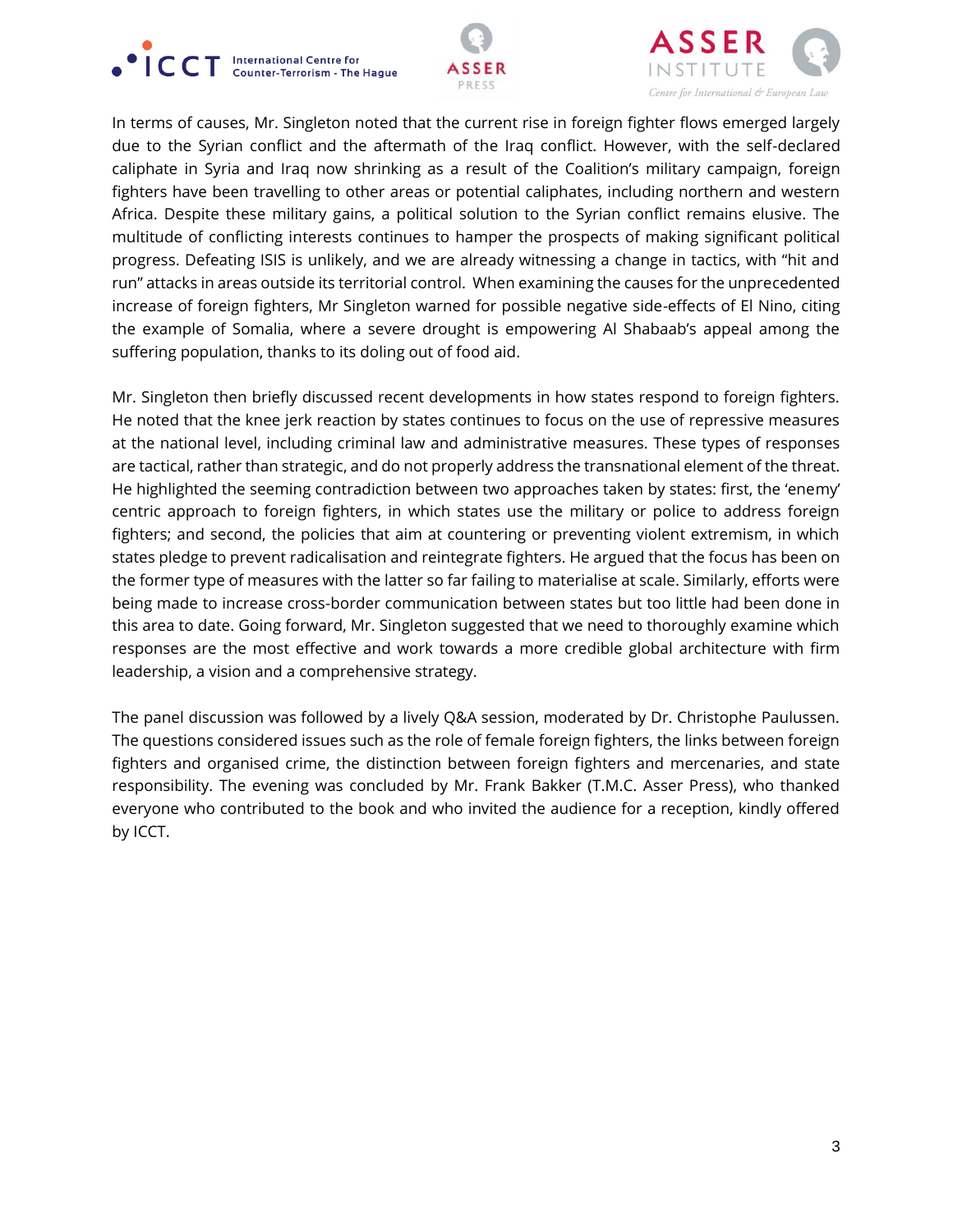In terms of causes, Mr. Singleton noted that the current rise in foreign fighter flows emerged largely due to the Syrian conflict and the aftermath of the Iraq conflict. However, with the self-declared caliphate in Syria and Iraq now shrinking as a result of the Coalition's military campaign, foreign fighters have been travelling to other areas or potential caliphates, including northern and western Africa. Despite these military gains, a political solution to the Syrian conflict remains elusive. The multitude of conflicting interests continues to hamper the prospects of making significant political progress. Defeating ISIS is unlikely, and we are already witnessing a change in tactics, with "hit and run" attacks in areas outside its territorial control. When examining the causes for the unprecedented increase of foreign fighters, Mr Singleton warned for possible negative side-effects of El Nino, citing the example of Somalia, where a severe drought is empowering Al Shabaab's appeal among the suffering population, thanks to its doling out of food aid.

Mr. Singleton then briefly discussed recent developments in how states respond to foreign fighters. He noted that the knee jerk reaction by states continues to focus on the use of repressive measures at the national level, including criminal law and administrative measures. These types of responses are tactical, rather than strategic, and do not properly address the transnational element of the threat. He highlighted the seeming contradiction between two approaches taken by states: first, the 'enemy' centric approach to foreign fighters, in which states use the military or police to address foreign fighters; and second, the policies that aim at countering or preventing violent extremism, in which states pledge to prevent radicalisation and reintegrate fighters. He argued that the focus has been on the former type of measures with the latter so far failing to materialise at scale. Similarly, efforts were being made to increase cross-border communication between states but too little had been done in this area to date. Going forward, Mr. Singleton suggested that we need to thoroughly examine which responses are the most effective and work towards a more credible global architecture with firm leadership, a vision and a comprehensive strategy.

The panel discussion was followed by a lively Q&A session, moderated by Dr. Christophe Paulussen. The questions considered issues such as the role of female foreign fighters, the links between foreign fighters and organised crime, the distinction between foreign fighters and mercenaries, and state responsibility. The evening was concluded by Mr. Frank Bakker (T.M.C. Asser Press), who thanked everyone who contributed to the book and who invited the audience for a reception, kindly offered by ICCT.